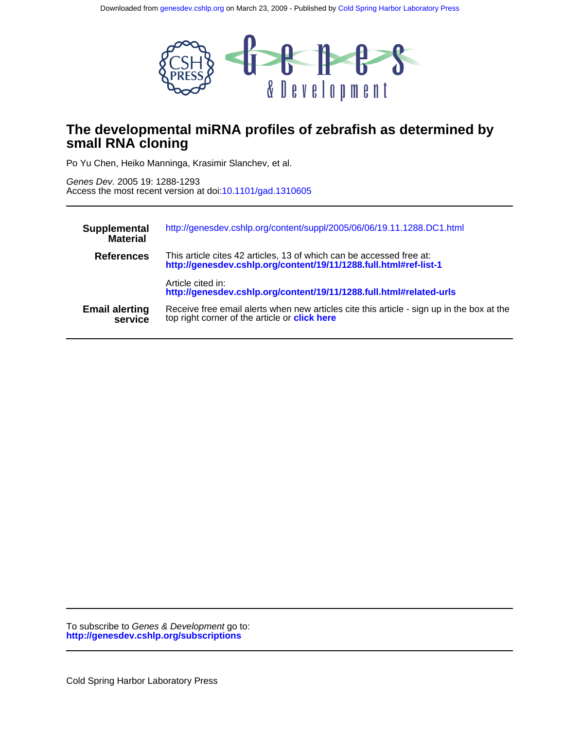# The developmental miRNA profiles of zebrafish as determined by small RNA cloning

Po Yu Chen, Heiko Manninga, Krasimir Slanchev, et al.

*Genes Dev.* 2005 19: 1288-1293
Access the most recent version at doi:10.1101/gad.1310605

| | |
|---|---|
| **Supplemental Material** | http://genesdev.cshlp.org/content/suppl/2005/06/06/19.11.1288.DC1.html |
| **References** | This article cites 42 articles, 13 of which can be accessed free at: **http://genesdev.cshlp.org/content/19/11/1288.full.html#ref-list-1** |
| | Article cited in: **http://genesdev.cshlp.org/content/19/11/1288.full.html#related-urls** |
| **Email alerting service** | Receive free email alerts when new articles cite this article - sign up in the box at the top right corner of the article or **click here** |

To subscribe to *Genes & Development* go to:
**http://genesdev.cshlp.org/subscriptions**

Cold Spring Harbor Laboratory Press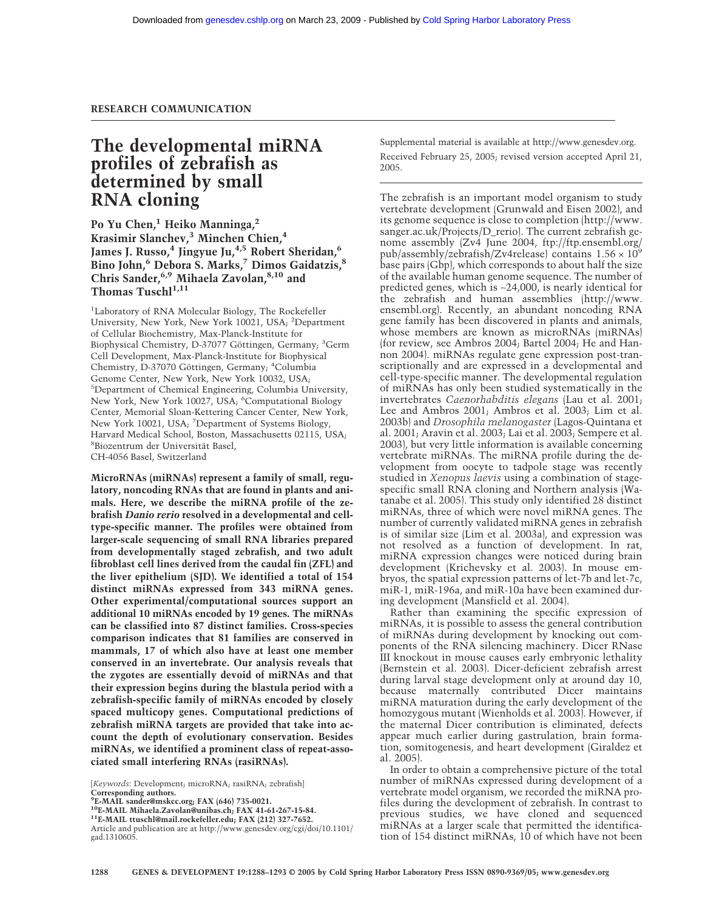RESEARCH COMMUNICATION

# The developmental miRNA profiles of zebrafish as determined by small RNA cloning

**Po Yu Chen,[1] Heiko Manninga,[2] Krasimir Slanchev,[3] Minchen Chien,[4] James J. Russo,[4] Jingyue Ju,[4,5] Robert Sheridan,[6] Bino John,[6] Debora S. Marks,[7] Dimos Gaidatzis,[8] Chris Sander,[6,9] Mihaela Zavolan,[8,10] and Thomas Tuschl[1,11]**

[1]Laboratory of RNA Molecular Biology, The Rockefeller University, New York, New York 10021, USA; [2]Department of Cellular Biochemistry, Max-Planck-Institute for Biophysical Chemistry, D-37077 Göttingen, Germany; [3]Germ Cell Development, Max-Planck-Institute for Biophysical Chemistry, D-37070 Göttingen, Germany; [4]Columbia Genome Center, New York, New York 10032, USA; [5]Department of Chemical Engineering, Columbia University, New York, New York 10027, USA; [6]Computational Biology Center, Memorial Sloan-Kettering Cancer Center, New York, New York 10021, USA; [7]Department of Systems Biology, Harvard Medical School, Boston, Massachusetts 02115, USA; [8]Biozentrum der Universität Basel, CH-4056 Basel, Switzerland

**MicroRNAs (miRNAs) represent a family of small, regulatory, noncoding RNAs that are found in plants and animals. Here, we describe the miRNA profile of the zebrafish *Danio rerio* resolved in a developmental and cell-type-specific manner. The profiles were obtained from larger-scale sequencing of small RNA libraries prepared from developmentally staged zebrafish, and two adult fibroblast cell lines derived from the caudal fin (ZFL) and the liver epithelium (SJD). We identified a total of 154 distinct miRNAs expressed from 343 miRNA genes. Other experimental/computational sources support an additional 10 miRNAs encoded by 19 genes. The miRNAs can be classified into 87 distinct families. Cross-species comparison indicates that 81 families are conserved in mammals, 17 of which also have at least one member conserved in an invertebrate. Our analysis reveals that the zygotes are essentially devoid of miRNAs and that their expression begins during the blastula period with a zebrafish-specific family of miRNAs encoded by closely spaced multicopy genes. Computational predictions of zebrafish miRNA targets are provided that take into account the depth of evolutionary conservation. Besides miRNAs, we identified a prominent class of repeat-associated small interfering RNAs (rasiRNAs).**

[*Keywords*: Development; microRNA; rasiRNA; zebrafish]

**Corresponding authors.**

**[9]E-MAIL sander@mskcc.org; FAX (646) 735-0021.**

**[10]E-MAIL Mihaela.Zavolan@unibas.ch; FAX 41-61-267-15-84.**

**[11]E-MAIL ttuschl@mail.rockefeller.edu; FAX (212) 327-7652.**

Article and publication are at http://www.genesdev.org/cgi/doi/10.1101/gad.1310605.

Supplemental material is available at http://www.genesdev.org.

Received February 25, 2005; revised version accepted April 21, 2005.

The zebrafish is an important model organism to study vertebrate development (Grunwald and Eisen 2002), and its genome sequence is close to completion (http://www.sanger.ac.uk/Projects/D_rerio). The current zebrafish genome assembly (Zv4 June 2004, ftp://ftp.ensembl.org/pub/assembly/zebrafish/Zv4release) contains $1.56 \times 10^9$ base pairs (Gbp), which corresponds to about half the size of the available human genome sequence. The number of predicted genes, which is ~24,000, is nearly identical for the zebrafish and human assemblies (http://www.ensembl.org). Recently, an abundant noncoding RNA gene family has been discovered in plants and animals, whose members are known as microRNAs (miRNAs) (for review, see Ambros 2004; Bartel 2004; He and Hannon 2004). miRNAs regulate gene expression post-transcriptionally and are expressed in a developmental and cell-type-specific manner. The developmental regulation of miRNAs has only been studied systematically in the invertebrates *Caenorhabditis elegans* (Lau et al. 2001; Lee and Ambros 2001; Ambros et al. 2003; Lim et al. 2003b) and *Drosophila melanogaster* (Lagos-Quintana et al. 2001; Aravin et al. 2003; Lai et al. 2003; Sempere et al. 2003), but very little information is available concerning vertebrate miRNAs. The miRNA profile during the development from oocyte to tadpole stage was recently studied in *Xenopus laevis* using a combination of stage-specific small RNA cloning and Northern analysis (Watanabe et al. 2005). This study only identified 28 distinct miRNAs, three of which were novel miRNA genes. The number of currently validated miRNA genes in zebrafish is of similar size (Lim et al. 2003a), and expression was not resolved as a function of development. In rat, miRNA expression changes were noticed during brain development (Krichevsky et al. 2003). In mouse embryos, the spatial expression patterns of let-7b and let-7c, miR-1, miR-196a, and miR-10a have been examined during development (Mansfield et al. 2004).

Rather than examining the specific expression of miRNAs, it is possible to assess the general contribution of miRNAs during development by knocking out components of the RNA silencing machinery. Dicer RNase III knockout in mouse causes early embryonic lethality (Bernstein et al. 2003). Dicer-deficient zebrafish arrest during larval stage development only at around day 10, because maternally contributed Dicer maintains miRNA maturation during the early development of the homozygous mutant (Wienholds et al. 2003). However, if the maternal Dicer contribution is eliminated, defects appear much earlier during gastrulation, brain formation, somitogenesis, and heart development (Giraldez et al. 2005).

In order to obtain a comprehensive picture of the total number of miRNAs expressed during development of a vertebrate model organism, we recorded the miRNA profiles during the development of zebrafish. In contrast to previous studies, we have cloned and sequenced miRNAs at a larger scale that permitted the identification of 154 distinct miRNAs, 10 of which have not been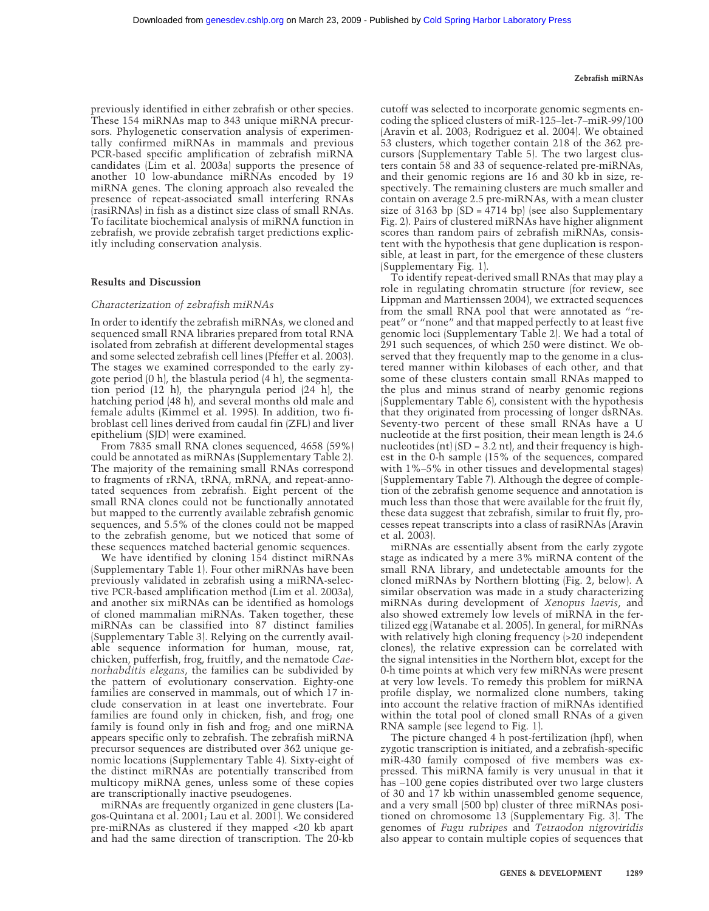previously identified in either zebrafish or other species. These 154 miRNAs map to 343 unique miRNA precursors. Phylogenetic conservation analysis of experimentally confirmed miRNAs in mammals and previous PCR-based specific amplification of zebrafish miRNA candidates (Lim et al. 2003a) supports the presence of another 10 low-abundance miRNAs encoded by 19 miRNA genes. The cloning approach also revealed the presence of repeat-associated small interfering RNAs (rasiRNAs) in fish as a distinct size class of small RNAs. To facilitate biochemical analysis of miRNA function in zebrafish, we provide zebrafish target predictions explicitly including conservation analysis.

## Results and Discussion

### Characterization of zebrafish miRNAs

In order to identify the zebrafish miRNAs, we cloned and sequenced small RNA libraries prepared from total RNA isolated from zebrafish at different developmental stages and some selected zebrafish cell lines (Pfeffer et al. 2003). The stages we examined corresponded to the early zygote period (0 h), the blastula period (4 h), the segmentation period (12 h), the pharyngula period (24 h), the hatching period (48 h), and several months old male and female adults (Kimmel et al. 1995). In addition, two fibroblast cell lines derived from caudal fin (ZFL) and liver epithelium (SJD) were examined.

From 7835 small RNA clones sequenced, 4658 (59%) could be annotated as miRNAs (Supplementary Table 2). The majority of the remaining small RNAs correspond to fragments of rRNA, tRNA, mRNA, and repeat-annotated sequences from zebrafish. Eight percent of the small RNA clones could not be functionally annotated but mapped to the currently available zebrafish genomic sequences, and 5.5% of the clones could not be mapped to the zebrafish genome, but we noticed that some of these sequences matched bacterial genomic sequences.

We have identified by cloning 154 distinct miRNAs (Supplementary Table 1). Four other miRNAs have been previously validated in zebrafish using a miRNA-selective PCR-based amplification method (Lim et al. 2003a), and another six miRNAs can be identified as homologs of cloned mammalian miRNAs. Taken together, these miRNAs can be classified into 87 distinct families (Supplementary Table 3). Relying on the currently available sequence information for human, mouse, rat, chicken, pufferfish, frog, fruitfly, and the nematode *Caenorhabditis elegans*, the families can be subdivided by the pattern of evolutionary conservation. Eighty-one families are conserved in mammals, out of which 17 include conservation in at least one invertebrate. Four families are found only in chicken, fish, and frog; one family is found only in fish and frog; and one miRNA appears specific only to zebrafish. The zebrafish miRNA precursor sequences are distributed over 362 unique genomic locations (Supplementary Table 4). Sixty-eight of the distinct miRNAs are potentially transcribed from multicopy miRNA genes, unless some of these copies are transcriptionally inactive pseudogenes.

miRNAs are frequently organized in gene clusters (Lagos-Quintana et al. 2001; Lau et al. 2001). We considered pre-miRNAs as clustered if they mapped <20 kb apart and had the same direction of transcription. The 20-kb cutoff was selected to incorporate genomic segments encoding the spliced clusters of miR-125–let-7–miR-99/100 (Aravin et al. 2003; Rodriguez et al. 2004). We obtained 53 clusters, which together contain 218 of the 362 precursors (Supplementary Table 5). The two largest clusters contain 58 and 33 of sequence-related pre-miRNAs, and their genomic regions are 16 and 30 kb in size, respectively. The remaining clusters are much smaller and contain on average 2.5 pre-miRNAs, with a mean cluster size of 3163 bp (SD = 4714 bp) (see also Supplementary Fig. 2). Pairs of clustered miRNAs have higher alignment scores than random pairs of zebrafish miRNAs, consistent with the hypothesis that gene duplication is responsible, at least in part, for the emergence of these clusters (Supplementary Fig. 1).

To identify repeat-derived small RNAs that may play a role in regulating chromatin structure (for review, see Lippman and Martienssen 2004), we extracted sequences from the small RNA pool that were annotated as "repeat" or "none" and that mapped perfectly to at least five genomic loci (Supplementary Table 2). We had a total of 291 such sequences, of which 250 were distinct. We observed that they frequently map to the genome in a clustered manner within kilobases of each other, and that some of these clusters contain small RNAs mapped to the plus and minus strand of nearby genomic regions (Supplementary Table 6), consistent with the hypothesis that they originated from processing of longer dsRNAs. Seventy-two percent of these small RNAs have a U nucleotide at the first position, their mean length is 24.6 nucleotides (nt) (SD = 3.2 nt), and their frequency is highest in the 0-h sample (15% of the sequences, compared with 1%–5% in other tissues and developmental stages) (Supplementary Table 7). Although the degree of completion of the zebrafish genome sequence and annotation is much less than those that were available for the fruit fly, these data suggest that zebrafish, similar to fruit fly, processes repeat transcripts into a class of rasiRNAs (Aravin et al. 2003).

miRNAs are essentially absent from the early zygote stage as indicated by a mere 3% miRNA content of the small RNA library, and undetectable amounts for the cloned miRNAs by Northern blotting (Fig. 2, below). A similar observation was made in a study characterizing miRNAs during development of *Xenopus laevis*, and also showed extremely low levels of miRNA in the fertilized egg (Watanabe et al. 2005). In general, for miRNAs with relatively high cloning frequency (>20 independent clones), the relative expression can be correlated with the signal intensities in the Northern blot, except for the 0-h time points at which very few miRNAs were present at very low levels. To remedy this problem for miRNA profile display, we normalized clone numbers, taking into account the relative fraction of miRNAs identified within the total pool of cloned small RNAs of a given RNA sample (see legend to Fig. 1).

The picture changed 4 h post-fertilization (hpf), when zygotic transcription is initiated, and a zebrafish-specific miR-430 family composed of five members was expressed. This miRNA family is very unusual in that it has ~100 gene copies distributed over two large clusters of 30 and 17 kb within unassembled genome sequence, and a very small (500 bp) cluster of three miRNAs positioned on chromosome 13 (Supplementary Fig. 3). The genomes of *Fugu rubripes* and *Tetraodon nigroviridis* also appear to contain multiple copies of sequences that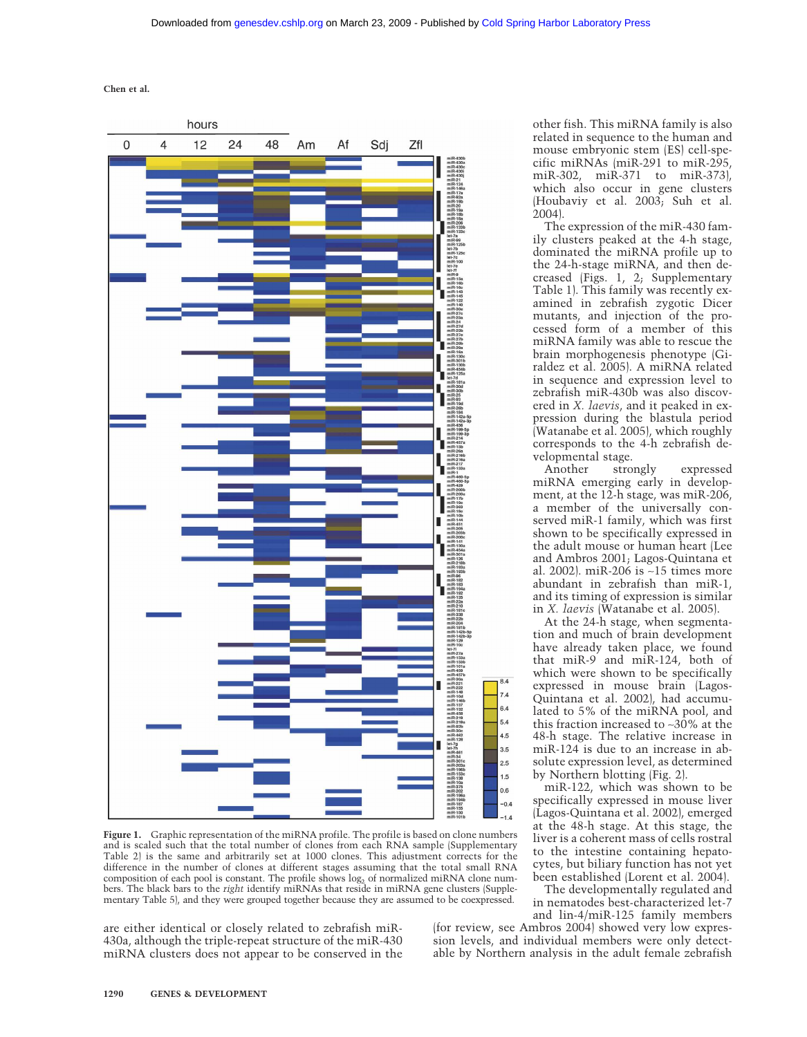Figure 1. Graphic representation of the miRNA profile. The profile is based on clone numbers and is scaled such that the total number of clones from each RNA sample (Supplementary Table 2) is the same and arbitrarily set at 1000 clones. This adjustment corrects for the difference in the number of clones at different stages assuming that the total small RNA composition of each pool is constant. The profile shows $\log_2$ of normalized miRNA clone numbers. The black bars to the *right* identify miRNAs that reside in miRNA gene clusters (Supplementary Table 5), and they were grouped together because they are assumed to be coexpressed.

are either identical or closely related to zebrafish miR-430a, although the triple-repeat structure of the miR-430 miRNA clusters does not appear to be conserved in the other fish. This miRNA family is also related in sequence to the human and mouse embryonic stem (ES) cell-specific miRNAs (miR-291 to miR-295, miR-302, miR-371 to miR-373), which also occur in gene clusters (Houbaviy et al. 2003; Suh et al. 2004).

The expression of the miR-430 family clusters peaked at the 4-h stage, dominated the miRNA profile up to the 24-h-stage miRNA, and then decreased (Figs. 1, 2; Supplementary Table 1). This family was recently examined in zebrafish zygotic Dicer mutants, and injection of the processed form of a member of this miRNA family was able to rescue the brain morphogenesis phenotype (Giraldez et al. 2005). A miRNA related in sequence and expression level to zebrafish miR-430b was also discovered in *X. laevis*, and it peaked in expression during the blastula period (Watanabe et al. 2005), which roughly corresponds to the 4-h zebrafish developmental stage.

Another strongly expressed miRNA emerging early in development, at the 12-h stage, was miR-206, a member of the universally conserved miR-1 family, which was first shown to be specifically expressed in the adult mouse or human heart (Lee and Ambros 2001; Lagos-Quintana et al. 2002). miR-206 is ~15 times more abundant in zebrafish than miR-1, and its timing of expression is similar in *X. laevis* (Watanabe et al. 2005).

At the 24-h stage, when segmentation and much of brain development have already taken place, we found that miR-9 and miR-124, both of which were shown to be specifically expressed in mouse brain (Lagos-Quintana et al. 2002), had accumulated to 5% of the miRNA pool, and this fraction increased to ~30% at the 48-h stage. The relative increase in miR-124 is due to an increase in absolute expression level, as determined by Northern blotting (Fig. 2).

miR-122, which was shown to be specifically expressed in mouse liver (Lagos-Quintana et al. 2002), emerged at the 48-h stage. At this stage, the liver is a coherent mass of cells rostral to the intestine containing hepatocytes, but biliary function has not yet been established (Lorent et al. 2004).

The developmentally regulated and in nematodes best-characterized let-7 and lin-4/miR-125 family members (for review, see Ambros 2004) showed very low expression levels, and individual members were only detectable by Northern analysis in the adult female zebrafish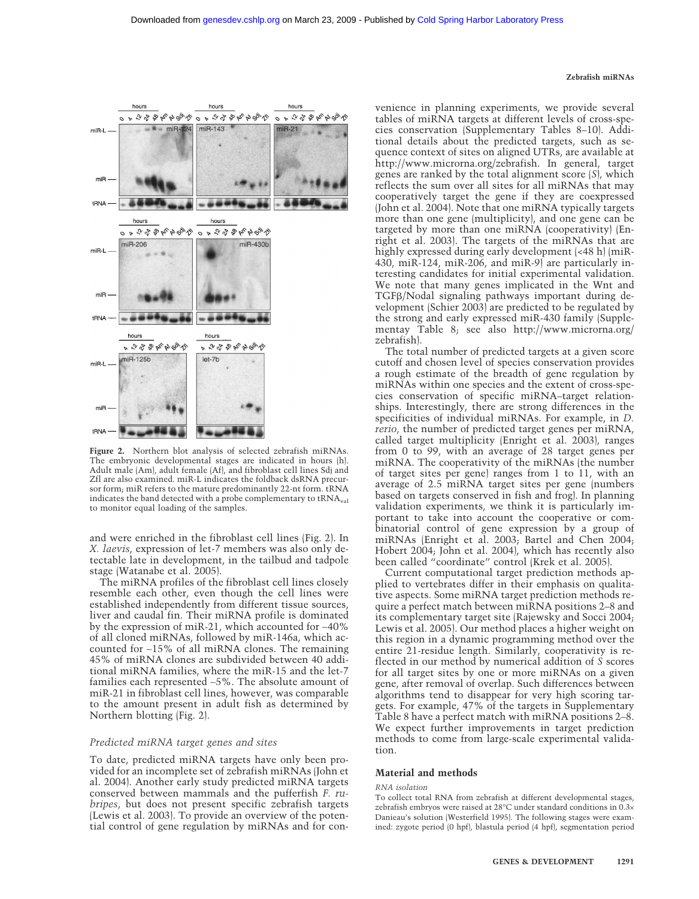**Figure 2.** Northern blot analysis of selected zebrafish miRNAs. The embryonic developmental stages are indicated in hours (h). Adult male (Am), adult female (Af), and fibroblast cell lines Sdj and Zfl are also examined. miR-L indicates the foldback dsRNA precursor form; miR refers to the mature predominantly 22-nt form. tRNA indicates the band detected with a probe complementary to $tRNA_{val}$ to monitor equal loading of the samples.

and were enriched in the fibroblast cell lines (Fig. 2). In *X. laevis*, expression of let-7 members was also only detectable late in development, in the tailbud and tadpole stage (Watanabe et al. 2005).

The miRNA profiles of the fibroblast cell lines closely resemble each other, even though the cell lines were established independently from different tissue sources, liver and caudal fin. Their miRNA profile is dominated by the expression of miR-21, which accounted for ~40% of all cloned miRNAs, followed by miR-146a, which accounted for ~15% of all miRNA clones. The remaining 45% of miRNA clones are subdivided between 40 additional miRNA families, where the miR-15 and the let-7 families each represented ~5%. The absolute amount of miR-21 in fibroblast cell lines, however, was comparable to the amount present in adult fish as determined by Northern blotting (Fig. 2).

### *Predicted miRNA target genes and sites*

To date, predicted miRNA targets have only been provided for an incomplete set of zebrafish miRNAs (John et al. 2004). Another early study predicted miRNA targets conserved between mammals and the pufferfish *F. rubripes*, but does not present specific zebrafish targets (Lewis et al. 2003). To provide an overview of the potential control of gene regulation by miRNAs and for convenience in planning experiments, we provide several tables of miRNA targets at different levels of cross-species conservation (Supplementary Tables 8–10). Additional details about the predicted targets, such as sequence context of sites on aligned UTRs, are available at http://www.microrna.org/zebrafish. In general, target genes are ranked by the total alignment score ($S$), which reflects the sum over all sites for all miRNAs that may cooperatively target the gene if they are coexpressed (John et al. 2004). Note that one miRNA typically targets more than one gene (multiplicity), and one gene can be targeted by more than one miRNA (cooperativity) (Enright et al. 2003). The targets of the miRNAs that are highly expressed during early development (<48 h) (miR-430, miR-124, miR-206, and miR-9) are particularly interesting candidates for initial experimental validation. We note that many genes implicated in the Wnt and TGFβ/Nodal signaling pathways important during development (Schier 2003) are predicted to be regulated by the strong and early expressed miR-430 family (Supplementay Table 8; see also http://www.microrna.org/zebrafish).

The total number of predicted targets at a given score cutoff and chosen level of species conservation provides a rough estimate of the breadth of gene regulation by miRNAs within one species and the extent of cross-species conservation of specific miRNA–target relationships. Interestingly, there are strong differences in the specificities of individual miRNAs. For example, in *D. rerio*, the number of predicted target genes per miRNA, called target multiplicity (Enright et al. 2003), ranges from 0 to 99, with an average of 28 target genes per miRNA. The cooperativity of the miRNAs (the number of target sites per gene) ranges from 1 to 11, with an average of 2.5 miRNA target sites per gene (numbers based on targets conserved in fish and frog). In planning validation experiments, we think it is particularly important to take into account the cooperative or combinatorial control of gene expression by a group of miRNAs (Enright et al. 2003; Bartel and Chen 2004; Hobert 2004; John et al. 2004), which has recently also been called "coordinate" control (Krek et al. 2005).

Current computational target prediction methods applied to vertebrates differ in their emphasis on qualitative aspects. Some miRNA target prediction methods require a perfect match between miRNA positions 2–8 and its complementary target site (Rajewsky and Socci 2004; Lewis et al. 2005). Our method places a higher weight on this region in a dynamic programming method over the entire 21-residue length. Similarly, cooperativity is reflected in our method by numerical addition of $S$ scores for all target sites by one or more miRNAs on a given gene, after removal of overlap. Such differences between algorithms tend to disappear for very high scoring targets. For example, 47% of the targets in Supplementary Table 8 have a perfect match with miRNA positions 2–8. We expect further improvements in target prediction methods to come from large-scale experimental validation.

## Material and methods

### *RNA isolation*

To collect total RNA from zebrafish at different developmental stages, zebrafish embryos were raised at 28°C under standard conditions in 0.3× Danieau's solution (Westerfield 1995). The following stages were examined: zygote period (0 hpf), blastula period (4 hpf), segmentation period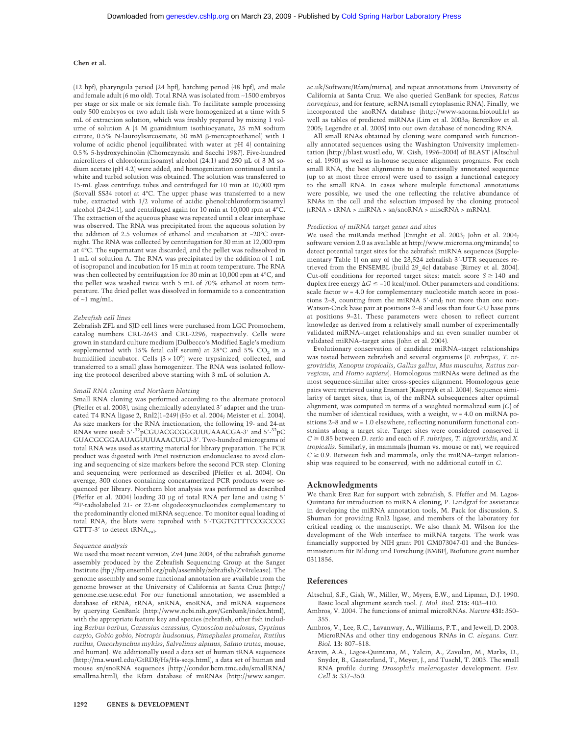(12 hpf), pharyngula period (24 hpf), hatching period (48 hpf), and male and female adult (6 mo old). Total RNA was isolated from ~1500 embryos per stage or six male or six female fish. To facilitate sample processing only 500 embryos or two adult fish were homogenized at a time with 5 mL of extraction solution, which was freshly prepared by mixing 1 volume of solution A (4 M guanidinium isothiocyanate, 25 mM sodium citrate, 0.5% N-lauroylsarcosinate, 50 mM β-mercaptoethanol) with 1 volume of acidic phenol (equilibrated with water at pH 4) containing 0.5% 5-hydroxychinolin (Chomczynski and Sacchi 1987). Five-hundred microliters of chloroform:isoamyl alcohol (24:1) and 250 μL of 3 M sodium acetate (pH 4.2) were added, and homogenization continued until a white and turbid solution was obtained. The solution was transferred to 15-mL glass centrifuge tubes and centrifuged for 10 min at 10,000 rpm (Sorvall SS34 rotor) at 4°C. The upper phase was transferred to a new tube, extracted with 1/2 volume of acidic phenol:chloroform:isoamyl alcohol (24:24:1), and centrifuged again for 10 min at 10,000 rpm at 4°C. The extraction of the aqueous phase was repeated until a clear interphase was observed. The RNA was precipitated from the aqueous solution by the addition of 2.5 volumes of ethanol and incubation at −20°C overnight. The RNA was collected by centrifugation for 30 min at 12,000 rpm at 4°C. The supernatant was discarded, and the pellet was redissolved in 1 mL of solution A. The RNA was precipitated by the addition of 1 mL of isopropanol and incubation for 15 min at room temperature. The RNA was then collected by centrifugation for 30 min at 10,000 rpm at 4°C, and the pellet was washed twice with 5 mL of 70% ethanol at room temperature. The dried pellet was dissolved in formamide to a concentration of ~1 mg/mL.

### *Zebrafish cell lines*

Zebrafish ZFL and SJD cell lines were purchased from LGC Promochem, catalog numbers CRL-2643 and CRL-2296, respectively. Cells were grown in standard culture medium (Dulbecco's Modified Eagle's medium supplemented with 15% fetal calf serum) at 28°C and 5% $CO_2$ in a humidified incubator. Cells ($3 \times 10^8$) were trypsinized, collected, and transferred to a small glass homogenizer. The RNA was isolated following the protocol described above starting with 3 mL of solution A.

### *Small RNA cloning and Northern blotting*

Small RNA cloning was performed according to the alternate protocol (Pfeffer et al. 2003), using chemically adenylated 3′ adapter and the truncated T4 RNA ligase 2, Rnl2(1–249) (Ho et al. 2004; Meister et al. 2004). As size markers for the RNA fractionation, the following 19- and 24-nt RNAs were used: 5′-$^{32}$pCGUACGCGGGUUUAAACGA-3′ and 5′-$^{32}$pC GUACGCGGAAUAGUUUAAACUGU-3′. Two-hundred micrograms of total RNA was used as starting material for library preparation. The PCR product was digested with PmeI restriction endonuclease to avoid cloning and sequencing of size markers before the second PCR step. Cloning and sequencing were performed as described (Pfeffer et al. 2004). On average, 300 clones containing concatamerized PCR products were sequenced per library. Northern blot analysis was performed as described (Pfeffer et al. 2004) loading 30 μg of total RNA per lane and using 5′ $^{32}$P-radiolabeled 21- or 22-nt oligodeoxynucleotides complementary to the predominantly cloned miRNA sequence. To monitor equal loading of total RNA, the blots were reprobed with 5′-TGGTGTTTCCGCCCG GTTT-3′ to detect $tRNA_{val}$.

### *Sequence analysis*

We used the most recent version, Zv4 June 2004, of the zebrafish genome assembly produced by the Zebrafish Sequencing Group at the Sanger Institute (ftp://ftp.ensembl.org/pub/assembly/zebrafish/Zv4release). The genome assembly and some functional annotation are available from the genome browser at the University of California at Santa Cruz (http://genome.cse.ucsc.edu). For our functional annotation, we assembled a database of rRNA, tRNA, snRNA, snoRNA, and mRNA sequences by querying GenBank (http://www.ncbi.nih.gov/Genbank/index.html), with the appropriate feature key and species (zebrafish, other fish including *Barbus barbus*, *Carassius carassius*, *Cynoscion nebulosus*, *Cyprinus carpio*, *Gobio gobio*, *Notropis hudsonius*, *Pimephales promelas*, *Rutilus rutilus*, *Oncorhynchus mykiss*, *Salvelinus alpinus*, *Salmo trutta*, mouse, and human). We additionally used a data set of human tRNA sequences (http://rna.wustl.edu/GtRDB/Hs/Hs-seqs.html), a data set of human and mouse sn/snoRNA sequences (http://condor.bcm.tmc.edu/smallRNA/smallrna.html), the Rfam database of miRNAs (http://www.sanger.ac.uk/Software/Rfam/mirna), and repeat annotations from University of California at Santa Cruz. We also queried GenBank for species, *Rattus norvegicus*, and for feature, scRNA (small cytoplasmic RNA). Finally, we incorporated the snoRNA database (http://www-snorna.biotoul.fr) as well as tables of predicted miRNAs (Lim et al. 2003a; Berezikov et al. 2005; Legendre et al. 2005) into our own database of noncoding RNA.

All small RNAs obtained by cloning were compared with functionally annotated sequences using the Washington University implementation (http://blast.wustl.edu, W. Gish, 1996–2004) of BLAST (Altschul et al. 1990) as well as in-house sequence alignment programs. For each small RNA, the best alignments to a functionally annotated sequence (up to at most three errors) were used to assign a functional category to the small RNA. In cases where multiple functional annotations were possible, we used the one reflecting the relative abundance of RNAs in the cell and the selection imposed by the cloning protocol (rRNA > tRNA > miRNA > sn/snoRNA > miscRNA > mRNA).

### *Prediction of miRNA target genes and sites*

We used the miRanda method (Enright et al. 2003; John et al. 2004; software version 2.0 as available at http://www.microrna.org/miranda) to detect potential target sites for the zebrafish miRNA sequences (Supplementary Table 1) on any of the 23,524 zebrafish 3′-UTR sequences retrieved from the ENSEMBL (build 29_4c) database (Birney et al. 2004). Cut-off conditions for reported target sites: match score $S \geq 140$ and duplex free energy $\Delta G \leq -10$ kcal/mol. Other parameters and conditions: scale factor $w = 4.0$ for complementary nucleotide match score in positions 2–8, counting from the miRNA 5′-end; not more than one non-Watson-Crick base pair at positions 2–8 and less than four G:U base pairs at positions 9–21. These parameters were chosen to reflect current knowledge as derived from a relatively small number of experimentally validated miRNA–target relationships and an even smaller number of validated miRNA–target sites (John et al. 2004).

Evolutionary conservation of candidate miRNA–target relationships was tested between zebrafish and several organisms (*F. rubripes*, *T. nigroviridis*, *Xenopus tropicalis*, *Gallus gallus*, *Mus musculus*, *Rattus norvegicus*, and *Homo sapiens*). Homologous miRNAs were defined as the most sequence-similar after cross-species alignment. Homologous gene pairs were retrieved using Ensmart (Kasprzyk et al. 2004). Sequence similarity of target sites, that is, of the mRNA subsequences after optimal alignment, was computed in terms of a weighted normalized sum ($C$) of the number of identical residues, with a weight, $w = 4.0$ on miRNA positions 2–8 and $w = 1.0$ elsewhere, reflecting nonuniform functional constraints along a target site. Target sites were considered conserved if $C \geq 0.85$ between *D. rerio* and each of *F. rubripes*, *T. nigroviridis*, and *X. tropicalis*. Similarly, in mammals (human vs. mouse or rat), we required $C \geq 0.9$. Between fish and mammals, only the miRNA–target relationship was required to be conserved, with no additional cutoff in $C$.

## Acknowledgments

We thank Erez Raz for support with zebrafish, S. Pfeffer and M. Lagos-Quintana for introduction to miRNA cloning, P. Landgraf for assistance in developing the miRNA annotation tools, M. Pack for discussion, S. Shuman for providing Rnl2 ligase, and members of the laboratory for critical reading of the manuscript. We also thank M. Wilson for the development of the Web interface to miRNA targets. The work was financially supported by NIH grant P01 GM073047-01 and the Bundesministerium für Bildung und Forschung (BMBF), Biofuture grant number 0311856.

## References

- Altschul, S.F., Gish, W., Miller, W., Myers, E.W., and Lipman, D.J. 1990. Basic local alignment search tool. *J. Mol. Biol.* **215:** 403–410.
- Ambros, V. 2004. The functions of animal microRNAs. *Nature* **431:** 350–355.
- Ambros, V., Lee, R.C., Lavanway, A., Williams, P.T., and Jewell, D. 2003. MicroRNAs and other tiny endogenous RNAs in *C. elegans*. *Curr. Biol.* **13:** 807–818.
- Aravin, A.A., Lagos-Quintana, M., Yalcin, A., Zavolan, M., Marks, D., Snyder, B., Gaasterland, T., Meyer, J., and Tuschl, T. 2003. The small RNA profile during *Drosophila melanogaster* development. *Dev. Cell* **5:** 337–350.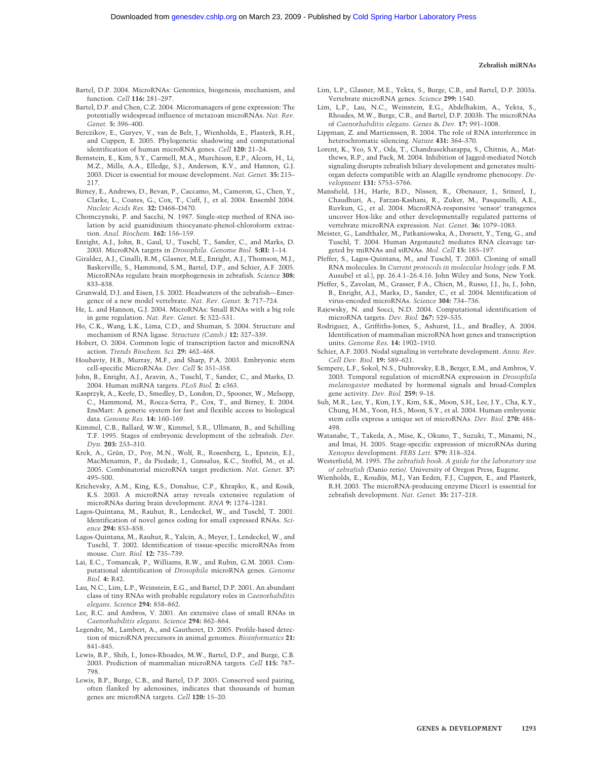Bartel, D.P. 2004. MicroRNAs: Genomics, biogenesis, mechanism, and function. *Cell* **116:** 281–297.

Bartel, D.P. and Chen, C.Z. 2004. Micromanagers of gene expression: The potentially widespread influence of metazoan microRNAs. *Nat. Rev. Genet.* **5:** 396–400.

Berezikov, E., Guryev, V., van de Belt, J., Wienholds, E., Plasterk, R.H., and Cuppen, E. 2005. Phylogenetic shadowing and computational identification of human microRNA genes. *Cell* **120:** 21–24.

Bernstein, E., Kim, S.Y., Carmell, M.A., Murchison, E.P., Alcorn, H., Li, M.Z., Mills, A.A., Elledge, S.J., Anderson, K.V., and Hannon, G.J. 2003. Dicer is essential for mouse development. *Nat. Genet.* **35:** 215–217.

Birney, E., Andrews, D., Bevan, P., Caccamo, M., Cameron, G., Chen, Y., Clarke, L., Coates, G., Cox, T., Cuff, J., et al. 2004. Ensembl 2004. *Nucleic Acids Res.* **32:** D468–D470.

Chomczynski, P. and Sacchi, N. 1987. Single-step method of RNA isolation by acid guanidinium thiocyanate-phenol-chloroform extraction. *Anal. Biochem.* **162:** 156–159.

Enright, A.J., John, B., Gaul, U., Tuschl, T., Sander, C., and Marks, D. 2003. MicroRNA targets in *Drosophila*. *Genome Biol.* **5:RI:** 1–14.

Giraldez, A.J., Cinalli, R.M., Glasner, M.E., Enright, A.J., Thomson, M.J., Baskerville, S., Hammond, S.M., Bartel, D.P., and Schier, A.F. 2005. MicroRNAs regulate brain morphogenesis in zebrafish. *Science* **308:** 833–838.

Grunwald, D.J. and Eisen, J.S. 2002. Headwaters of the zebrafish—Emergence of a new model vertebrate. *Nat. Rev. Genet.* **3:** 717–724.

He, L. and Hannon, G.J. 2004. MicroRNAs: Small RNAs with a big role in gene regulation. *Nat. Rev. Genet.* **5:** 522–531.

Ho, C.K., Wang, L.K., Lima, C.D., and Shuman, S. 2004. Structure and mechanism of RNA ligase. *Structure (Camb.)* **12:** 327–339.

Hobert, O. 2004. Common logic of transcription factor and microRNA action. *Trends Biochem. Sci.* **29:** 462–468.

Houbaviy, H.B., Murray, M.F., and Sharp, P.A. 2003. Embryonic stem cell-specific MicroRNAs. *Dev. Cell* **5:** 351–358.

John, B., Enright, A.J., Aravin, A., Tuschl, T., Sander, C., and Marks, D. 2004. Human miRNA targets. *PLoS Biol.* **2:** e363.

Kasprzyk, A., Keefe, D., Smedley, D., London, D., Spooner, W., Melsopp, C., Hammond, M., Rocca-Serra, P., Cox, T., and Birney, E. 2004. EnsMart: A generic system for fast and flexible access to biological data. *Genome Res.* **14:** 160–169.

Kimmel, C.B., Ballard, W.W., Kimmel, S.R., Ullmann, B., and Schilling T.F. 1995. Stages of embryonic development of the zebrafish. *Dev. Dyn.* **203:** 253–310.

Krek, A., Grün, D., Poy, M.N., Wolf, R., Rosenberg, L., Epstein, E.J., MacMenamin, P., da Piedade, I., Gunsalus, K.C., Stoffel, M., et al. 2005. Combinatorial microRNA target prediction. *Nat. Genet.* **37:** 495–500.

Krichevsky, A.M., King, K.S., Donahue, C.P., Khrapko, K., and Kosik, K.S. 2003. A microRNA array reveals extensive regulation of microRNAs during brain development. *RNA* **9:** 1274–1281.

Lagos-Quintana, M., Rauhut, R., Lendeckel, W., and Tuschl, T. 2001. Identification of novel genes coding for small expressed RNAs. *Science* **294:** 853–858.

Lagos-Quintana, M., Rauhut, R., Yalcin, A., Meyer, J., Lendeckel, W., and Tuschl, T. 2002. Identification of tissue-specific microRNAs from mouse. *Curr. Biol.* **12:** 735–739.

Lai, E.C., Tomancak, P., Williams, R.W., and Rubin, G.M. 2003. Computational identification of *Drosophila* microRNA genes. *Genome Biol.* **4:** R42.

Lau, N.C., Lim, L.P., Weinstein, E.G., and Bartel, D.P. 2001. An abundant class of tiny RNAs with probable regulatory roles in *Caenorhabditis elegans*. *Science* **294:** 858–862.

Lee, R.C. and Ambros, V. 2001. An extensive class of small RNAs in *Caenorhabditis elegans*. *Science* **294:** 862–864.

Legendre, M., Lambert, A., and Gautheret, D. 2005. Profile-based detection of microRNA precursors in animal genomes. *Bioinformatics* **21:** 841–845.

Lewis, B.P., Shih, I., Jones-Rhoades, M.W., Bartel, D.P., and Burge, C.B. 2003. Prediction of mammalian microRNA targets. *Cell* **115:** 787–798.

Lewis, B.P., Burge, C.B., and Bartel, D.P. 2005. Conserved seed pairing, often flanked by adenosines, indicates that thousands of human genes are microRNA targets. *Cell* **120:** 15–20.

Lim, L.P., Glasner, M.E., Yekta, S., Burge, C.B., and Bartel, D.P. 2003a. Vertebrate microRNA genes. *Science* **299:** 1540.

Lim, L.P., Lau, N.C., Weinstein, E.G., Abdelhakim, A., Yekta, S., Rhoades, M.W., Burge, C.B., and Bartel, D.P. 2003b. The microRNAs of *Caenorhabditis elegans*. *Genes & Dev.* **17:** 991–1008.

Lippman, Z. and Martienssen, R. 2004. The role of RNA interference in heterochromatic silencing. *Nature* **431:** 364–370.

Lorent, K., Yeo, S.Y., Oda, T., Chandrasekharappa, S., Chitnis, A., Matthews, R.P., and Pack, M. 2004. Inhibition of Jagged-mediated Notch signaling disrupts zebrafish biliary development and generates multi-organ defects compatible with an Alagille syndrome phenocopy. *Development* **131:** 5753–5766.

Mansfield, J.H., Harfe, B.D., Nissen, R., Obenauer, J., Srineel, J., Chaudhuri, A., Farzan-Kashani, R., Zuker, M., Pasquinelli, A.E., Ruvkun, G., et al. 2004. MicroRNA-responsive 'sensor' transgenes uncover Hox-like and other developmentally regulated patterns of vertebrate microRNA expression. *Nat. Genet.* **36:** 1079–1083.

Meister, G., Landthaler, M., Patkaniowska, A., Dorsett, Y., Teng, G., and Tuschl, T. 2004. Human Argonaute2 mediates RNA cleavage targeted by miRNAs and siRNAs. *Mol. Cell* **15:** 185–197.

Pfeffer, S., Lagos-Quintana, M., and Tuschl, T. 2003. Cloning of small RNA molecules. In *Current protocols in molecular biology* (eds. F.M. Ausubel et al.), pp. 26.4.1–26.4.16. John Wiley and Sons, New York.

Pfeffer, S., Zavolan, M., Grasser, F.A., Chien, M., Russo, J.J., Ju, J., John, B., Enright, A.J., Marks, D., Sander, C., et al. 2004. Identification of virus-encoded microRNAs. *Science* **304:** 734–736.

Rajewsky, N. and Socci, N.D. 2004. Computational identification of microRNA targets. *Dev. Biol.* **267:** 529–535.

Rodriguez, A., Griffiths-Jones, S., Ashurst, J.L., and Bradley, A. 2004. Identification of mammalian microRNA host genes and transcription units. *Genome Res.* **14:** 1902–1910.

Schier, A.F. 2003. Nodal signaling in vertebrate development. *Annu. Rev. Cell Dev. Biol.* **19:** 589–621.

Sempere, L.F., Sokol, N.S., Dubrovsky, E.B., Berger, E.M., and Ambros, V. 2003. Temporal regulation of microRNA expression in *Drosophila melanogaster* mediated by hormonal signals and broad-Complex gene activity. *Dev. Biol.* **259:** 9–18.

Suh, M.R., Lee, Y., Kim, J.Y., Kim, S.K., Moon, S.H., Lee, J.Y., Cha, K.Y., Chung, H.M., Yoon, H.S., Moon, S.Y., et al. 2004. Human embryonic stem cells express a unique set of microRNAs. *Dev. Biol.* **270:** 488–498.

Watanabe, T., Takeda, A., Mise, K., Okuno, T., Suzuki, T., Minami, N., and Imai, H. 2005. Stage-specific expression of microRNAs during *Xenopus* development. *FEBS Lett.* **579:** 318–324.

Westerfield, M. 1995. *The zebrafish book. A guide for the laboratory use of zebrafish (*Danio rerio*).* University of Oregon Press, Eugene.

Wienholds, E., Koudijs, M.J., Van Eeden, F.J., Cuppen, E., and Plasterk, R.H. 2003. The microRNA-producing enzyme Dicer1 is essential for zebrafish development. *Nat. Genet.* **35:** 217–218.